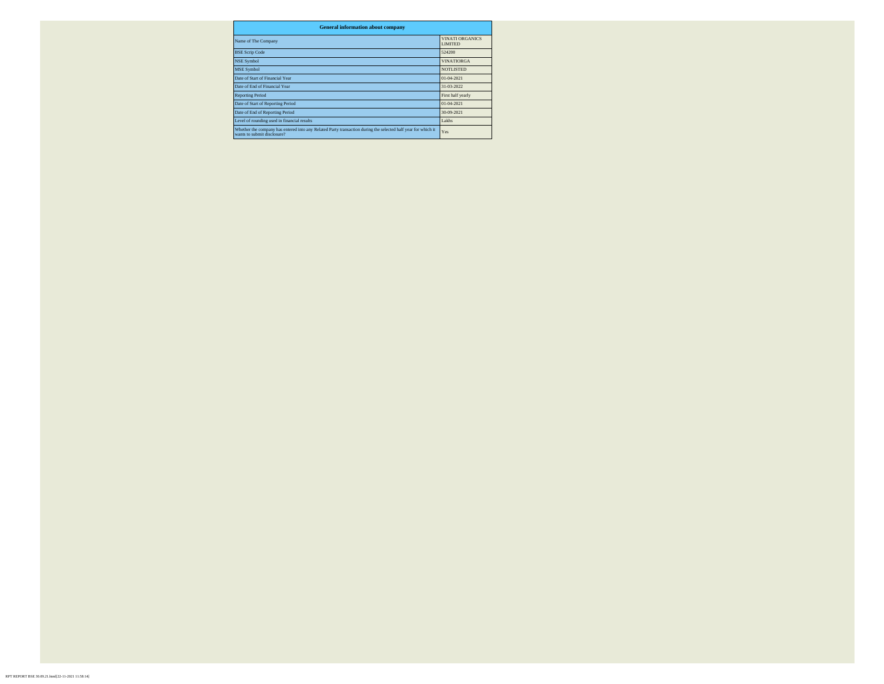| General information about company | |
|---|---|
| Name of The Company | VINATI ORGANICS LIMITED |
| BSE Scrip Code | 524200 |
| NSE Symbol | VINATIORGA |
| MSE Symbol | NOTLISTED |
| Date of Start of Financial Year | 01-04-2021 |
| Date of End of Financial Year | 31-03-2022 |
| Reporting Period | First half yearly |
| Date of Start of Reporting Period | 01-04-2021 |
| Date of End of Reporting Period | 30-09-2021 |
| Level of rounding used in financial results | Lakhs |
| Whether the company has entered into any Related Party transaction during the selected half year for which it wants to submit disclosure? | Yes |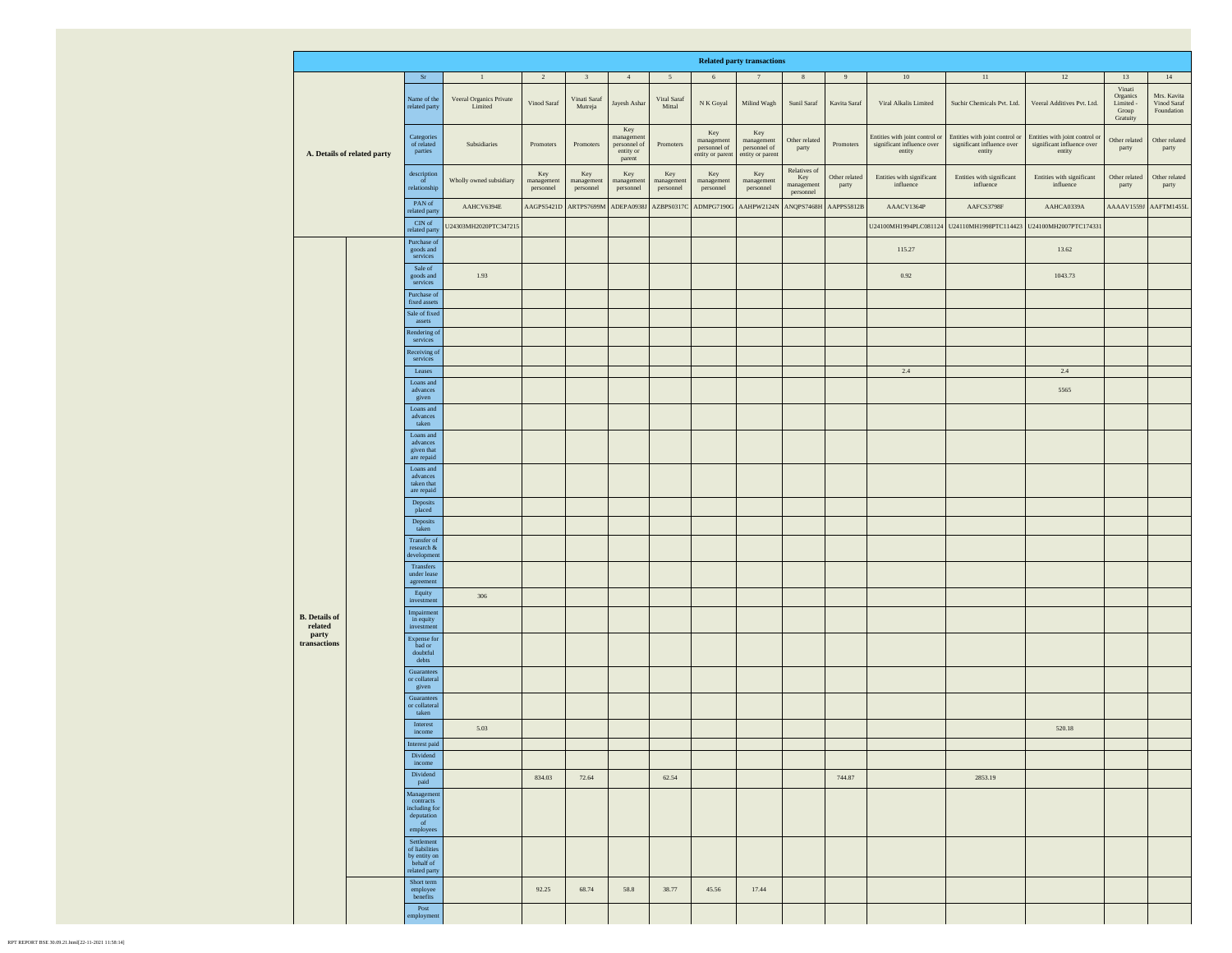**Related party transactions**

| | | Sr | 1 | 2 | 3 | 4 | 5 | 6 | 7 | 8 | 9 | 10 | 11 | 12 | 13 | 14 |
|---|---|---|---|---|---|---|---|---|---|---|---|---|---|---|---|---|
| **A. Details of related party** | | Name of the related party | Veeral Organics Private Limited | Vinod Saraf | Vinati Saraf Mutreja | Jayesh Ashar | Viral Saraf Mittal | N K Goyal | Milind Wagh | Sunil Saraf | Kavita Saraf | Viral Alkalis Limited | Suchir Chemicals Pvt. Ltd. | Veeral Additives Pvt. Ltd. | Vinati Organics Limited - Group Gratuity | Mrs. Kavita Vinod Saraf Foundation |
| | | Categories of related parties | Subsidiaries | Promoters | Promoters | Key management personnel of entity or parent | Promoters | Key management personnel of entity or parent | Key management personnel of entity or parent | Other related party | Promoters | Entities with joint control or significant influence over entity | Entities with joint control or significant influence over entity | Entities with joint control or significant influence over entity | Other related party | Other related party |
| | | description of relationship | Wholly owned subsidiary | Key management personnel | Key management personnel | Key management personnel | Key management personnel | Key management personnel | Key management personnel | Relatives of Key management personnel | Other related party | Entities with significant influence | Entities with significant influence | Entities with significant influence | Other related party | Other related party |
| | | PAN of related party | AAHCV6394E | AAGPS5421D | ARTPS7699M | ADEPA0938J | AZBPS0317C | ADMPG7190G | AAHPW2124N | ANQPS7468H | AAPPS5812B | AAACV1364P | AAFCS3798F | AAHCA0339A | AAAAV1559J | AAFTM1455L |
| | | CIN of related party | U24303MH2020PTC347215 | | | | | | | | | U24100MH1994PLC081124 | U24110MH1998PTC114423 | U24100MH2007PTC174331 | | |
| **B. Details of related party transactions** | | Purchase of goods and services | | | | | | | | | | 115.27 | | 13.62 | | |
| | | Sale of goods and services | 1.93 | | | | | | | | | 0.92 | | 1043.73 | | |
| | | Purchase of fixed assets | | | | | | | | | | | | | | |
| | | Sale of fixed assets | | | | | | | | | | | | | | |
| | | Rendering of services | | | | | | | | | | | | | | |
| | | Receiving of services | | | | | | | | | | | | | | |
| | | Leases | | | | | | | | | | 2.4 | | 2.4 | | |
| | | Loans and advances given | | | | | | | | | | | | 5565 | | |
| | | Loans and advances taken | | | | | | | | | | | | | | |
| | | Loans and advances given that are repaid | | | | | | | | | | | | | | |
| | | Loans and advances taken that are repaid | | | | | | | | | | | | | | |
| | | Deposits placed | | | | | | | | | | | | | | |
| | | Deposits taken | | | | | | | | | | | | | | |
| | | Transfer of research & development | | | | | | | | | | | | | | |
| | | Transfers under lease agreement | | | | | | | | | | | | | | |
| | | Equity investment | 306 | | | | | | | | | | | | | |
| | | Impairment in equity investment | | | | | | | | | | | | | | |
| | | Expense for bad or doubtful debts | | | | | | | | | | | | | | |
| | | Guarantees or collateral given | | | | | | | | | | | | | | |
| | | Guarantees or collateral taken | | | | | | | | | | | | | | |
| | | Interest income | 5.03 | | | | | | | | | | | 520.18 | | |
| | | Interest paid | | | | | | | | | | | | | | |
| | | Dividend income | | | | | | | | | | | | | | |
| | | Dividend paid | | 834.03 | 72.64 | | 62.54 | | | | 744.87 | | 2853.19 | | | |
| | | Management contracts including for deputation of employees | | | | | | | | | | | | | | |
| | | Settlement of liabilities by entity on behalf of related party | | | | | | | | | | | | | | |
| | | Short term employee benefits | | 92.25 | 68.74 | 58.8 | 38.77 | 45.56 | 17.44 | | | | | | | |
| | | Post employment | | | | | | | | | | | | | | |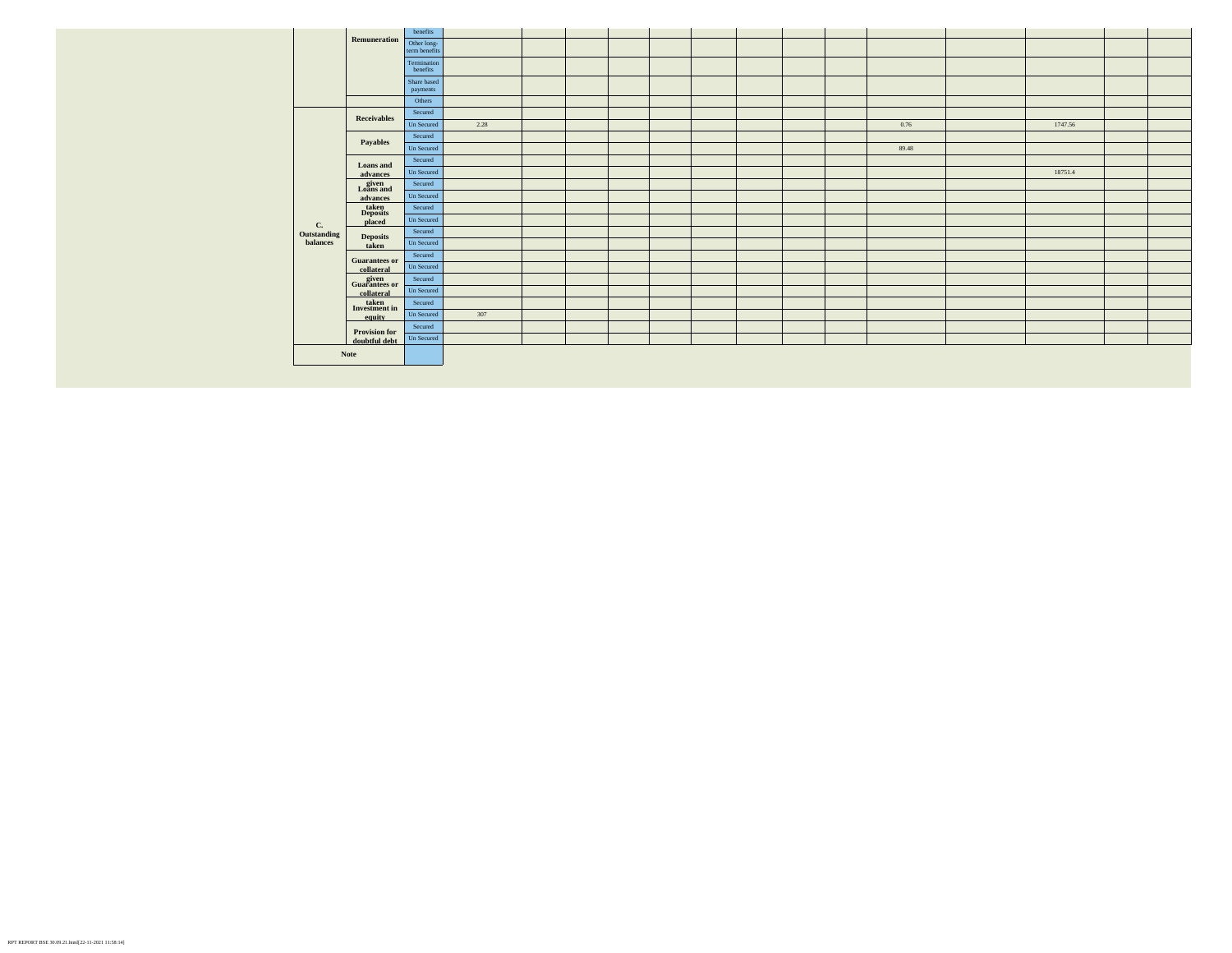| | | | | | | | | | | | | | | | | |
|---|---|---|---|---|---|---|---|---|---|---|---|---|---|---|---|---|
| | Remuneration | benefits | | | | | | | | | | | | | | |
| | | Other long-term benefits | | | | | | | | | | | | | | |
| | | Termination benefits | | | | | | | | | | | | | | |
| | | Share based payments | | | | | | | | | | | | | | |
| | | Others | | | | | | | | | | | | | | |
| C. Outstanding balances | Receivables | Secured | | | | | | | | | | | | | | |
| | | Un Secured | 2.28 | | | | | | | | | 0.76 | | 1747.56 | | |
| | Payables | Secured | | | | | | | | | | | | | | |
| | | Un Secured | | | | | | | | | | 89.48 | | | | |
| | Loans and advances given | Secured | | | | | | | | | | | | | | |
| | | Un Secured | | | | | | | | | | | | 18751.4 | | |
| | Loans and advances taken | Secured | | | | | | | | | | | | | | |
| | | Un Secured | | | | | | | | | | | | | | |
| | Deposits placed | Secured | | | | | | | | | | | | | | |
| | | Un Secured | | | | | | | | | | | | | | |
| | Deposits taken | Secured | | | | | | | | | | | | | | |
| | | Un Secured | | | | | | | | | | | | | | |
| | Guarantees or collateral given | Secured | | | | | | | | | | | | | | |
| | | Un Secured | | | | | | | | | | | | | | |
| | Guarantees or collateral taken | Secured | | | | | | | | | | | | | | |
| | | Un Secured | | | | | | | | | | | | | | |
| | Investment in equity | Secured | | | | | | | | | | | | | | |
| | | Un Secured | 307 | | | | | | | | | | | | | |
| | Provision for doubtful debt | Secured | | | | | | | | | | | | | | |
| | | Un Secured | | | | | | | | | | | | | | |
| Note | | | | | | | | | | | | | | | | |